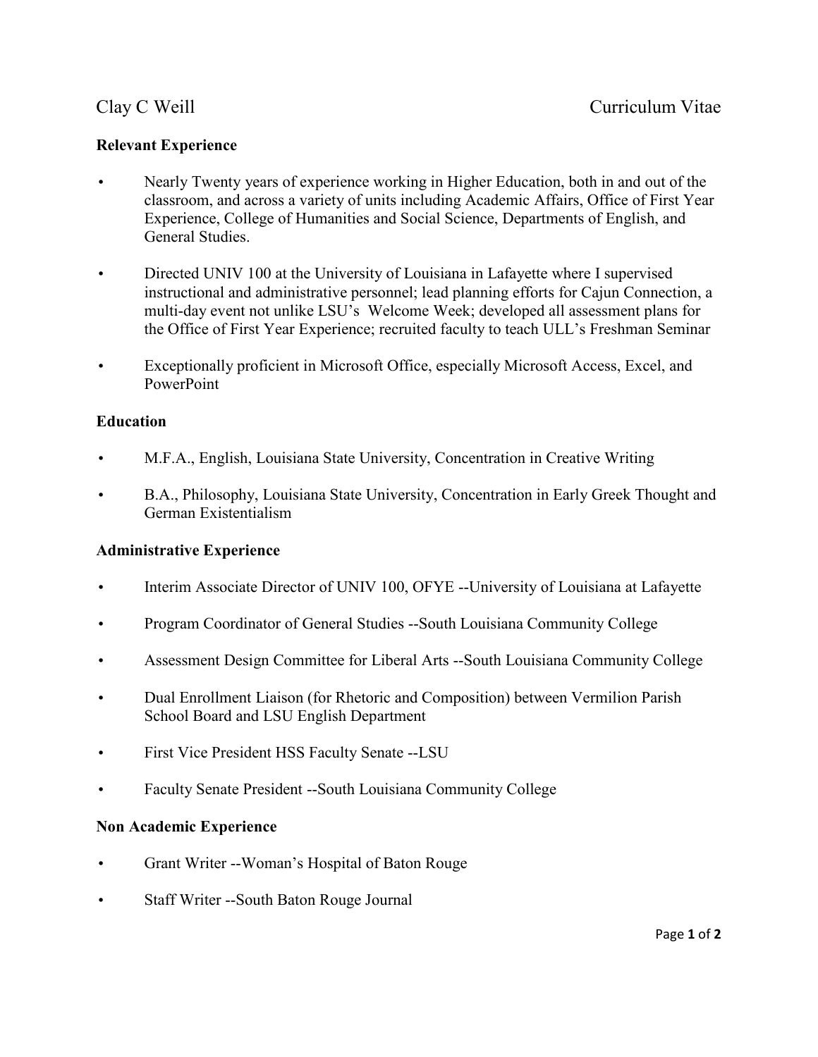Clay C Weill — Curriculum Vitae

**Relevant Experience**

- Nearly Twenty years of experience working in Higher Education, both in and out of the classroom, and across a variety of units including Academic Affairs, Office of First Year Experience, College of Humanities and Social Science, Departments of English, and General Studies.
- Directed UNIV 100 at the University of Louisiana in Lafayette where I supervised instructional and administrative personnel; lead planning efforts for Cajun Connection, a multi-day event not unlike LSU's Welcome Week; developed all assessment plans for the Office of First Year Experience; recruited faculty to teach ULL's Freshman Seminar
- Exceptionally proficient in Microsoft Office, especially Microsoft Access, Excel, and PowerPoint

**Education**

- M.F.A., English, Louisiana State University, Concentration in Creative Writing
- B.A., Philosophy, Louisiana State University, Concentration in Early Greek Thought and German Existentialism

**Administrative Experience**

- Interim Associate Director of UNIV 100, OFYE --University of Louisiana at Lafayette
- Program Coordinator of General Studies --South Louisiana Community College
- Assessment Design Committee for Liberal Arts --South Louisiana Community College
- Dual Enrollment Liaison (for Rhetoric and Composition) between Vermilion Parish School Board and LSU English Department
- First Vice President HSS Faculty Senate --LSU
- Faculty Senate President --South Louisiana Community College

**Non Academic Experience**

- Grant Writer --Woman's Hospital of Baton Rouge
- Staff Writer --South Baton Rouge Journal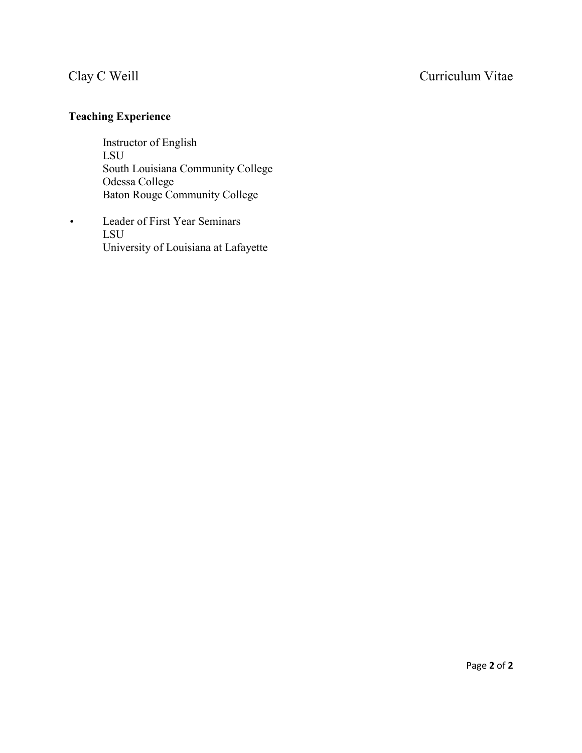Clay C Weill Curriculum Vitae

**Teaching Experience**

Instructor of English
LSU
South Louisiana Community College
Odessa College
Baton Rouge Community College

- Leader of First Year Seminars
  LSU
  University of Louisiana at Lafayette